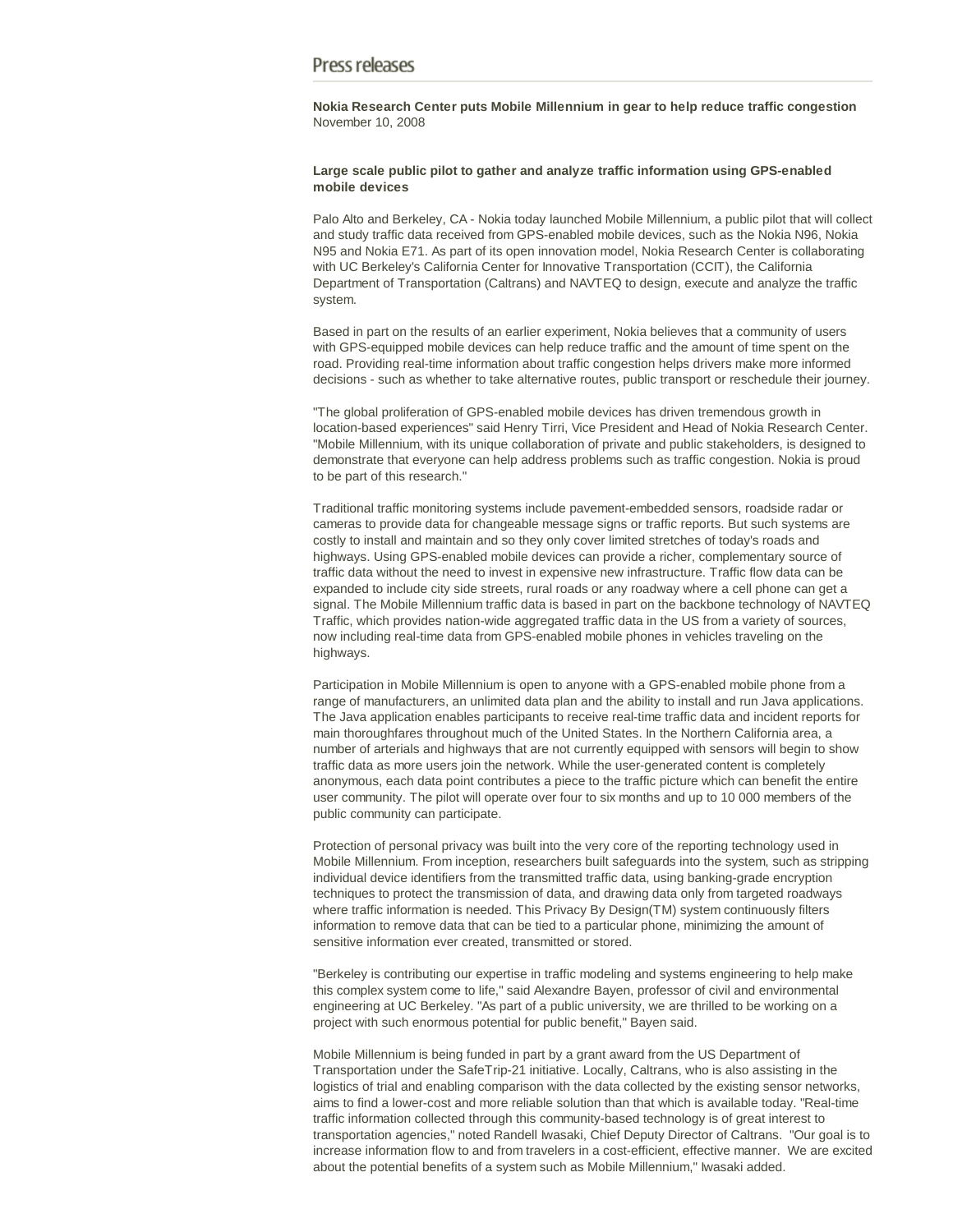# Press releases

**Nokia Research Center puts Mobile Millennium in gear to help reduce traffic congestion**
November 10, 2008

**Large scale public pilot to gather and analyze traffic information using GPS-enabled mobile devices**

Palo Alto and Berkeley, CA - Nokia today launched Mobile Millennium, a public pilot that will collect and study traffic data received from GPS-enabled mobile devices, such as the Nokia N96, Nokia N95 and Nokia E71. As part of its open innovation model, Nokia Research Center is collaborating with UC Berkeley's California Center for Innovative Transportation (CCIT), the California Department of Transportation (Caltrans) and NAVTEQ to design, execute and analyze the traffic system.

Based in part on the results of an earlier experiment, Nokia believes that a community of users with GPS-equipped mobile devices can help reduce traffic and the amount of time spent on the road. Providing real-time information about traffic congestion helps drivers make more informed decisions - such as whether to take alternative routes, public transport or reschedule their journey.

"The global proliferation of GPS-enabled mobile devices has driven tremendous growth in location-based experiences" said Henry Tirri, Vice President and Head of Nokia Research Center. "Mobile Millennium, with its unique collaboration of private and public stakeholders, is designed to demonstrate that everyone can help address problems such as traffic congestion. Nokia is proud to be part of this research."

Traditional traffic monitoring systems include pavement-embedded sensors, roadside radar or cameras to provide data for changeable message signs or traffic reports. But such systems are costly to install and maintain and so they only cover limited stretches of today's roads and highways. Using GPS-enabled mobile devices can provide a richer, complementary source of traffic data without the need to invest in expensive new infrastructure. Traffic flow data can be expanded to include city side streets, rural roads or any roadway where a cell phone can get a signal. The Mobile Millennium traffic data is based in part on the backbone technology of NAVTEQ Traffic, which provides nation-wide aggregated traffic data in the US from a variety of sources, now including real-time data from GPS-enabled mobile phones in vehicles traveling on the highways.

Participation in Mobile Millennium is open to anyone with a GPS-enabled mobile phone from a range of manufacturers, an unlimited data plan and the ability to install and run Java applications. The Java application enables participants to receive real-time traffic data and incident reports for main thoroughfares throughout much of the United States. In the Northern California area, a number of arterials and highways that are not currently equipped with sensors will begin to show traffic data as more users join the network. While the user-generated content is completely anonymous, each data point contributes a piece to the traffic picture which can benefit the entire user community. The pilot will operate over four to six months and up to 10 000 members of the public community can participate.

Protection of personal privacy was built into the very core of the reporting technology used in Mobile Millennium. From inception, researchers built safeguards into the system, such as stripping individual device identifiers from the transmitted traffic data, using banking-grade encryption techniques to protect the transmission of data, and drawing data only from targeted roadways where traffic information is needed. This Privacy By Design(TM) system continuously filters information to remove data that can be tied to a particular phone, minimizing the amount of sensitive information ever created, transmitted or stored.

"Berkeley is contributing our expertise in traffic modeling and systems engineering to help make this complex system come to life," said Alexandre Bayen, professor of civil and environmental engineering at UC Berkeley. "As part of a public university, we are thrilled to be working on a project with such enormous potential for public benefit," Bayen said.

Mobile Millennium is being funded in part by a grant award from the US Department of Transportation under the SafeTrip-21 initiative. Locally, Caltrans, who is also assisting in the logistics of trial and enabling comparison with the data collected by the existing sensor networks, aims to find a lower-cost and more reliable solution than that which is available today. "Real-time traffic information collected through this community-based technology is of great interest to transportation agencies," noted Randell Iwasaki, Chief Deputy Director of Caltrans. "Our goal is to increase information flow to and from travelers in a cost-efficient, effective manner. We are excited about the potential benefits of a system such as Mobile Millennium," Iwasaki added.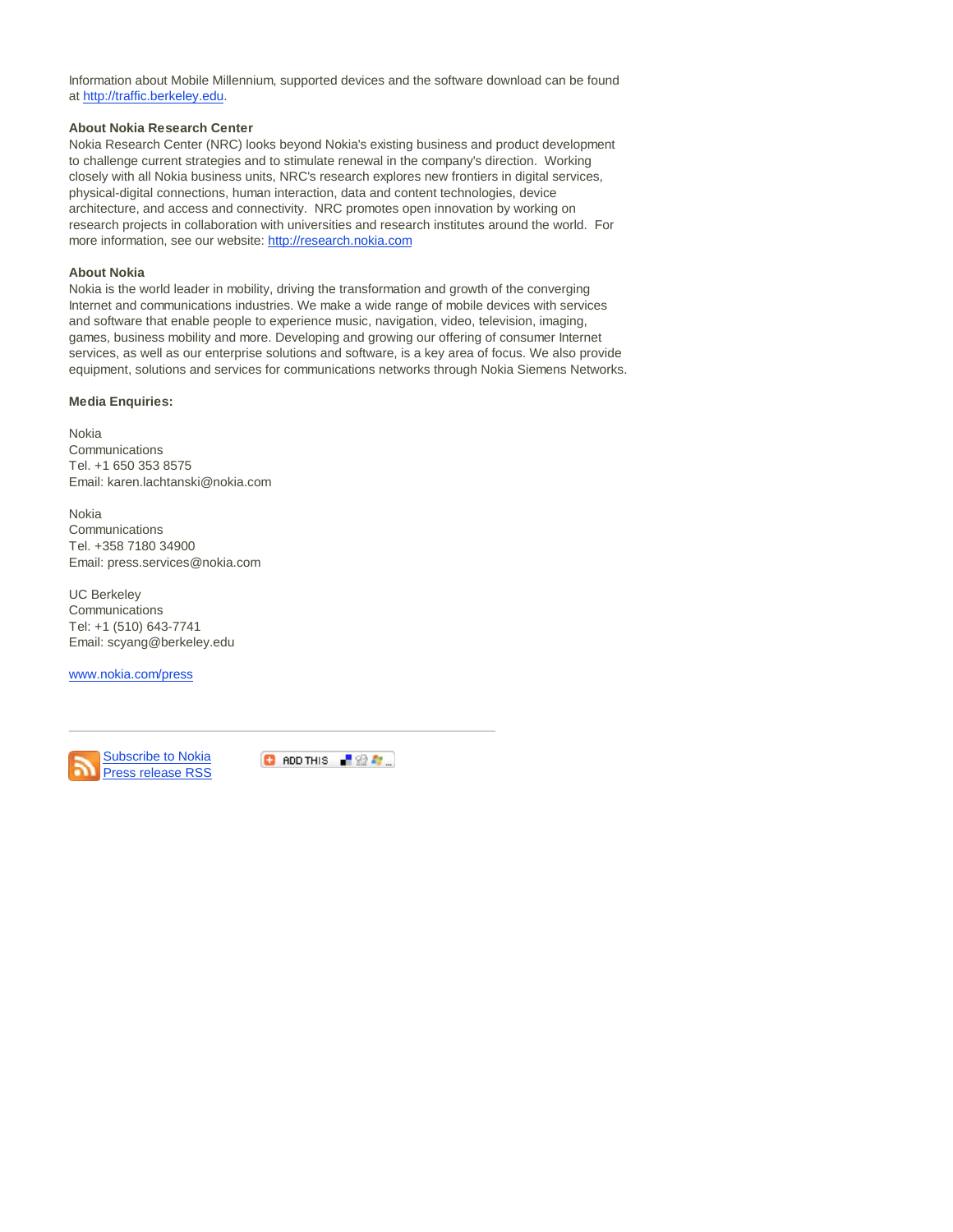Information about Mobile Millennium, supported devices and the software download can be found at http://traffic.berkeley.edu.

**About Nokia Research Center**

Nokia Research Center (NRC) looks beyond Nokia's existing business and product development to challenge current strategies and to stimulate renewal in the company's direction. Working closely with all Nokia business units, NRC's research explores new frontiers in digital services, physical-digital connections, human interaction, data and content technologies, device architecture, and access and connectivity. NRC promotes open innovation by working on research projects in collaboration with universities and research institutes around the world. For more information, see our website: http://research.nokia.com

**About Nokia**

Nokia is the world leader in mobility, driving the transformation and growth of the converging Internet and communications industries. We make a wide range of mobile devices with services and software that enable people to experience music, navigation, video, television, imaging, games, business mobility and more. Developing and growing our offering of consumer Internet services, as well as our enterprise solutions and software, is a key area of focus. We also provide equipment, solutions and services for communications networks through Nokia Siemens Networks.

**Media Enquiries:**

Nokia
Communications
Tel. +1 650 353 8575
Email: karen.lachtanski@nokia.com

Nokia
Communications
Tel. +358 7180 34900
Email: press.services@nokia.com

UC Berkeley
Communications
Tel: +1 (510) 643-7741
Email: scyang@berkeley.edu

www.nokia.com/press

---

Subscribe to Nokia Press release RSS

ADD THIS